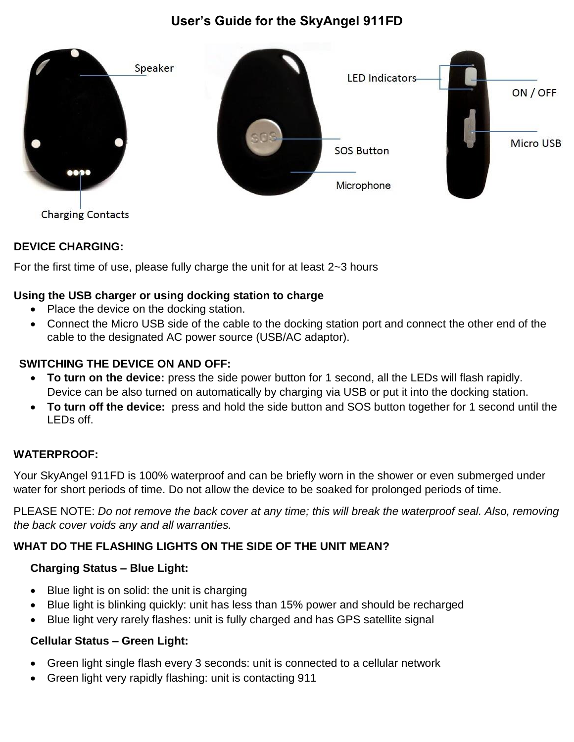# User's Guide for the SkyAngel 911FD

Speaker

Charging Contacts

SOS Button

Microphone

LED Indicators

ON / OFF

Micro USB

## DEVICE CHARGING:

For the first time of use, please fully charge the unit for at least 2~3 hours

**Using the USB charger or using docking station to charge**

- Place the device on the docking station.
- Connect the Micro USB side of the cable to the docking station port and connect the other end of the cable to the designated AC power source (USB/AC adaptor).

## SWITCHING THE DEVICE ON AND OFF:

- **To turn on the device:** press the side power button for 1 second, all the LEDs will flash rapidly. Device can be also turned on automatically by charging via USB or put it into the docking station.
- **To turn off the device:** press and hold the side button and SOS button together for 1 second until the LEDs off.

## WATERPROOF:

Your SkyAngel 911FD is 100% waterproof and can be briefly worn in the shower or even submerged under water for short periods of time. Do not allow the device to be soaked for prolonged periods of time.

PLEASE NOTE: *Do not remove the back cover at any time; this will break the waterproof seal. Also, removing the back cover voids any and all warranties.*

## WHAT DO THE FLASHING LIGHTS ON THE SIDE OF THE UNIT MEAN?

### Charging Status – Blue Light:

- Blue light is on solid: the unit is charging
- Blue light is blinking quickly: unit has less than 15% power and should be recharged
- Blue light very rarely flashes: unit is fully charged and has GPS satellite signal

### Cellular Status – Green Light:

- Green light single flash every 3 seconds: unit is connected to a cellular network
- Green light very rapidly flashing: unit is contacting 911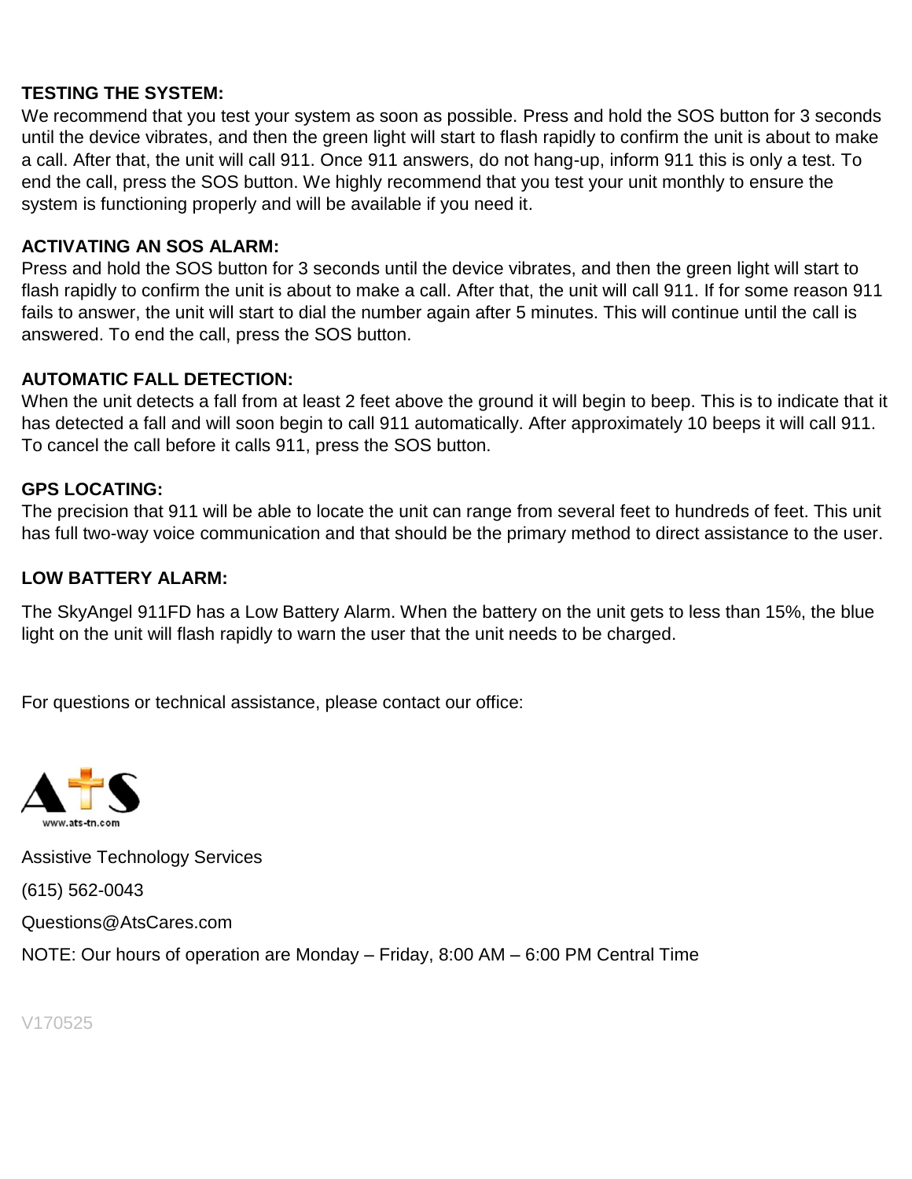**TESTING THE SYSTEM:**

We recommend that you test your system as soon as possible. Press and hold the SOS button for 3 seconds until the device vibrates, and then the green light will start to flash rapidly to confirm the unit is about to make a call. After that, the unit will call 911. Once 911 answers, do not hang-up, inform 911 this is only a test. To end the call, press the SOS button. We highly recommend that you test your unit monthly to ensure the system is functioning properly and will be available if you need it.

**ACTIVATING AN SOS ALARM:**

Press and hold the SOS button for 3 seconds until the device vibrates, and then the green light will start to flash rapidly to confirm the unit is about to make a call. After that, the unit will call 911. If for some reason 911 fails to answer, the unit will start to dial the number again after 5 minutes. This will continue until the call is answered. To end the call, press the SOS button.

**AUTOMATIC FALL DETECTION:**

When the unit detects a fall from at least 2 feet above the ground it will begin to beep. This is to indicate that it has detected a fall and will soon begin to call 911 automatically. After approximately 10 beeps it will call 911. To cancel the call before it calls 911, press the SOS button.

**GPS LOCATING:**

The precision that 911 will be able to locate the unit can range from several feet to hundreds of feet. This unit has full two-way voice communication and that should be the primary method to direct assistance to the user.

**LOW BATTERY ALARM:**

The SkyAngel 911FD has a Low Battery Alarm. When the battery on the unit gets to less than 15%, the blue light on the unit will flash rapidly to warn the user that the unit needs to be charged.

For questions or technical assistance, please contact our office:

ATS
www.ats-tn.com

Assistive Technology Services

(615) 562-0043

Questions@AtsCares.com

NOTE: Our hours of operation are Monday – Friday, 8:00 AM – 6:00 PM Central Time

V170525